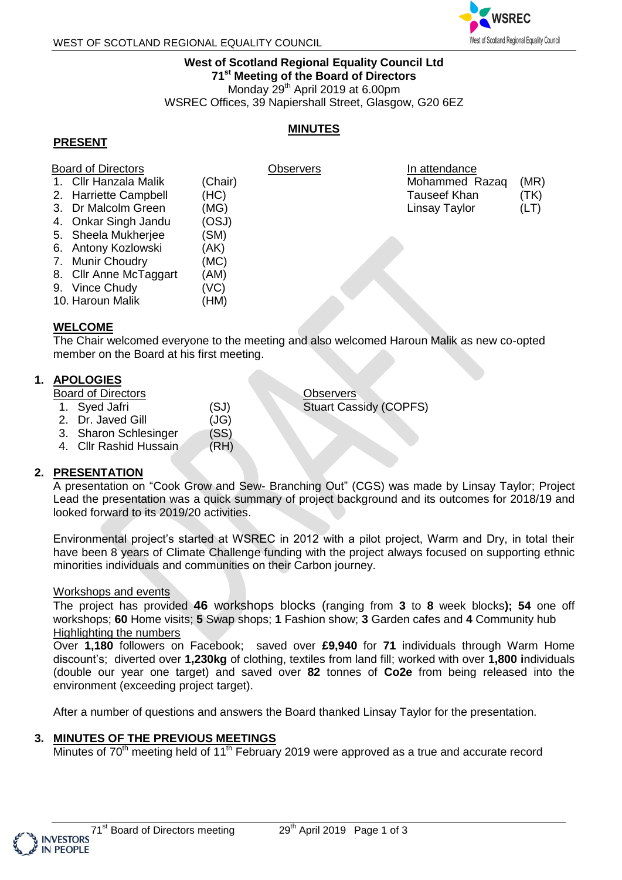**West of Scotland Regional Equality Council Ltd**
**71st Meeting of the Board of Directors**
Monday 29th April 2019 at 6.00pm
WSREC Offices, 39 Napiershall Street, Glasgow, G20 6EZ

## MINUTES

### PRESENT

| Board of Directors | | Observers | In attendance | |
|---|---|---|---|---|
| 1. Cllr Hanzala Malik | (Chair) | | Mohammed Razaq | (MR) |
| 2. Harriette Campbell | (HC) | | Tauseef Khan | (TK) |
| 3. Dr Malcolm Green | (MG) | | Linsay Taylor | (LT) |
| 4. Onkar Singh Jandu | (OSJ) | | | |
| 5. Sheela Mukherjee | (SM) | | | |
| 6. Antony Kozlowski | (AK) | | | |
| 7. Munir Choudry | (MC) | | | |
| 8. Cllr Anne McTaggart | (AM) | | | |
| 9. Vince Chudy | (VC) | | | |
| 10. Haroun Malik | (HM) | | | |

### WELCOME

The Chair welcomed everyone to the meeting and also welcomed Haroun Malik as new co-opted member on the Board at his first meeting.

### 1. APOLOGIES

| Board of Directors | | Observers |
|---|---|---|
| 1. Syed Jafri | (SJ) | Stuart Cassidy (COPFS) |
| 2. Dr. Javed Gill | (JG) | |
| 3. Sharon Schlesinger | (SS) | |
| 4. Cllr Rashid Hussain | (RH) | |

### 2. PRESENTATION

A presentation on "Cook Grow and Sew- Branching Out" (CGS) was made by Linsay Taylor; Project Lead the presentation was a quick summary of project background and its outcomes for 2018/19 and looked forward to its 2019/20 activities.

Environmental project's started at WSREC in 2012 with a pilot project, Warm and Dry, in total their have been 8 years of Climate Challenge funding with the project always focused on supporting ethnic minorities individuals and communities on their Carbon journey.

Workshops and events

The project has provided **46** workshops blocks (ranging from **3** to **8** week blocks**); 54** one off workshops; **60** Home visits; **5** Swap shops; **1** Fashion show; **3** Garden cafes and **4** Community hub

Highlighting the numbers

Over **1,180** followers on Facebook; saved over **£9,940** for **71** individuals through Warm Home discount's; diverted over **1,230kg** of clothing, textiles from land fill; worked with over **1,800 i**ndividuals (double our year one target) and saved over **82** tonnes of **Co2e** from being released into the environment (exceeding project target).

After a number of questions and answers the Board thanked Linsay Taylor for the presentation.

### 3. MINUTES OF THE PREVIOUS MEETINGS

Minutes of 70th meeting held of 11th February 2019 were approved as a true and accurate record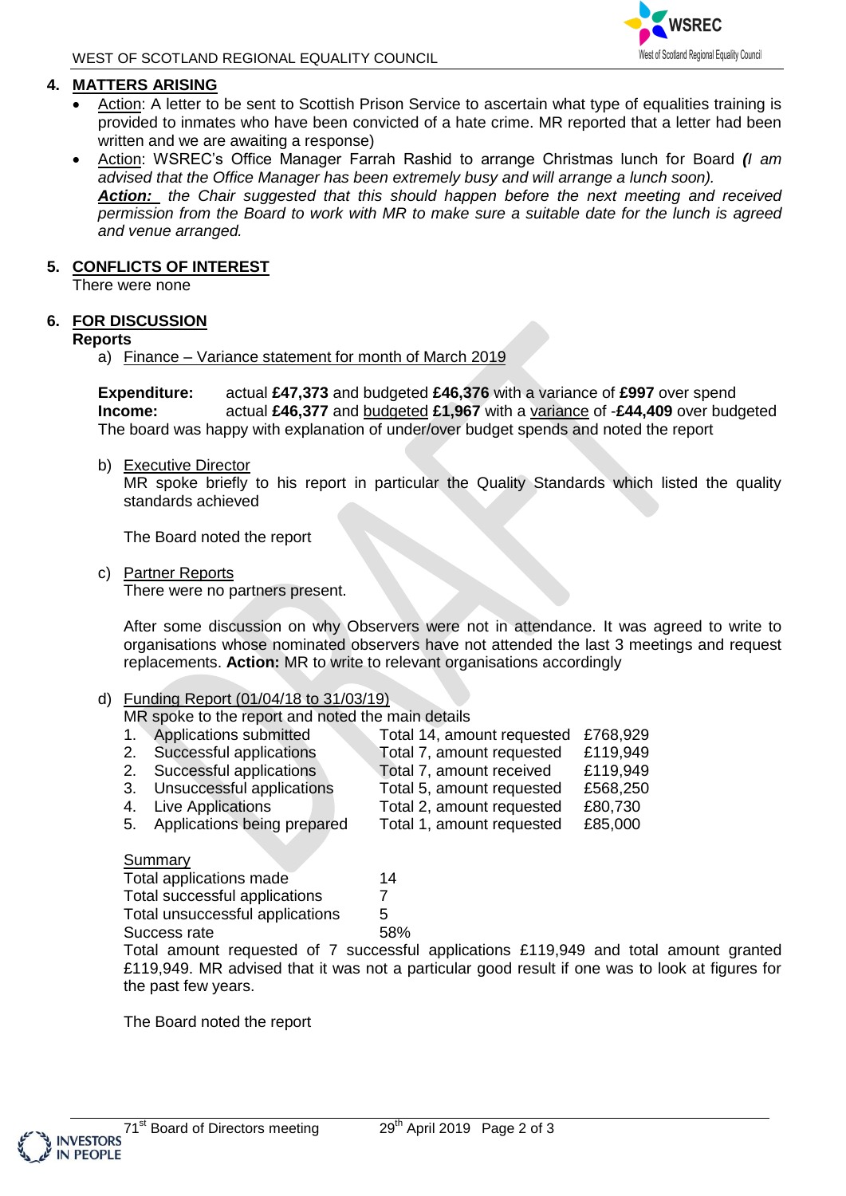## 4. MATTERS ARISING

- Action: A letter to be sent to Scottish Prison Service to ascertain what type of equalities training is provided to inmates who have been convicted of a hate crime. MR reported that a letter had been written and we are awaiting a response)
- Action: WSREC's Office Manager Farrah Rashid to arrange Christmas lunch for Board ***(****I am advised that the Office Manager has been extremely busy and will arrange a lunch soon).*
  ***Action:*** *the Chair suggested that this should happen before the next meeting and received permission from the Board to work with MR to make sure a suitable date for the lunch is agreed and venue arranged.*

## 5. CONFLICTS OF INTEREST

There were none

## 6. FOR DISCUSSION

**Reports**

a) Finance – Variance statement for month of March 2019

**Expenditure:** actual **£47,373** and budgeted **£46,376** with a variance of **£997** over spend
**Income:** actual **£46,377** and budgeted **£1,967** with a variance of -**£44,409** over budgeted
The board was happy with explanation of under/over budget spends and noted the report

b) Executive Director

MR spoke briefly to his report in particular the Quality Standards which listed the quality standards achieved

The Board noted the report

c) Partner Reports

There were no partners present.

After some discussion on why Observers were not in attendance. It was agreed to write to organisations whose nominated observers have not attended the last 3 meetings and request replacements. **Action:** MR to write to relevant organisations accordingly

d) Funding Report (01/04/18 to 31/03/19)

MR spoke to the report and noted the main details

| | | | |
|---|---|---|---|
| 1. | Applications submitted | Total 14, amount requested | £768,929 |
| 2. | Successful applications | Total 7, amount requested | £119,949 |
| 2. | Successful applications | Total 7, amount received | £119,949 |
| 3. | Unsuccessful applications | Total 5, amount requested | £568,250 |
| 4. | Live Applications | Total 2, amount requested | £80,730 |
| 5. | Applications being prepared | Total 1, amount requested | £85,000 |

Summary

| | |
|---|---|
| Total applications made | 14 |
| Total successful applications | 7 |
| Total unsuccessful applications | 5 |
| Success rate | 58% |

Total amount requested of 7 successful applications £119,949 and total amount granted £119,949. MR advised that it was not a particular good result if one was to look at figures for the past few years.

The Board noted the report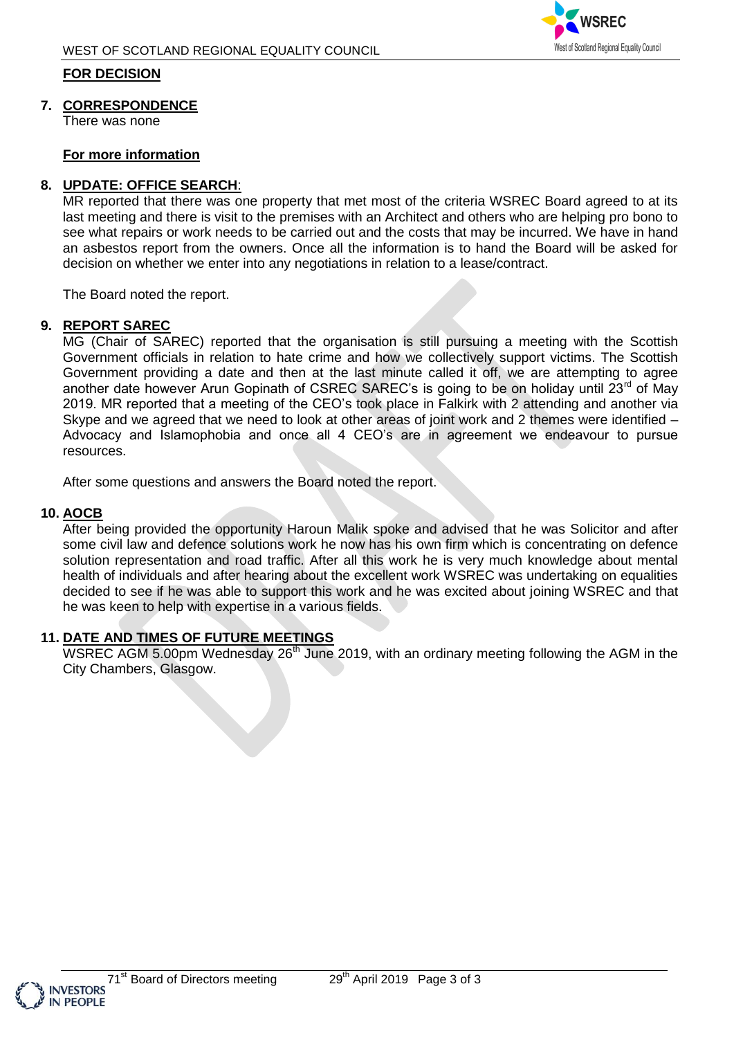**FOR DECISION**

7. **CORRESPONDENCE**
   There was none

   **For more information**

8. **UPDATE: OFFICE SEARCH**:
   MR reported that there was one property that met most of the criteria WSREC Board agreed to at its last meeting and there is visit to the premises with an Architect and others who are helping pro bono to see what repairs or work needs to be carried out and the costs that may be incurred. We have in hand an asbestos report from the owners. Once all the information is to hand the Board will be asked for decision on whether we enter into any negotiations in relation to a lease/contract.

   The Board noted the report.

9. **REPORT SAREC**
   MG (Chair of SAREC) reported that the organisation is still pursuing a meeting with the Scottish Government officials in relation to hate crime and how we collectively support victims. The Scottish Government providing a date and then at the last minute called it off, we are attempting to agree another date however Arun Gopinath of CSREC SAREC's is going to be on holiday until 23rd of May 2019. MR reported that a meeting of the CEO's took place in Falkirk with 2 attending and another via Skype and we agreed that we need to look at other areas of joint work and 2 themes were identified – Advocacy and Islamophobia and once all 4 CEO's are in agreement we endeavour to pursue resources.

   After some questions and answers the Board noted the report.

10. **AOCB**
    After being provided the opportunity Haroun Malik spoke and advised that he was Solicitor and after some civil law and defence solutions work he now has his own firm which is concentrating on defence solution representation and road traffic. After all this work he is very much knowledge about mental health of individuals and after hearing about the excellent work WSREC was undertaking on equalities decided to see if he was able to support this work and he was excited about joining WSREC and that he was keen to help with expertise in a various fields.

11. **DATE AND TIMES OF FUTURE MEETINGS**
    WSREC AGM 5.00pm Wednesday 26th June 2019, with an ordinary meeting following the AGM in the City Chambers, Glasgow.